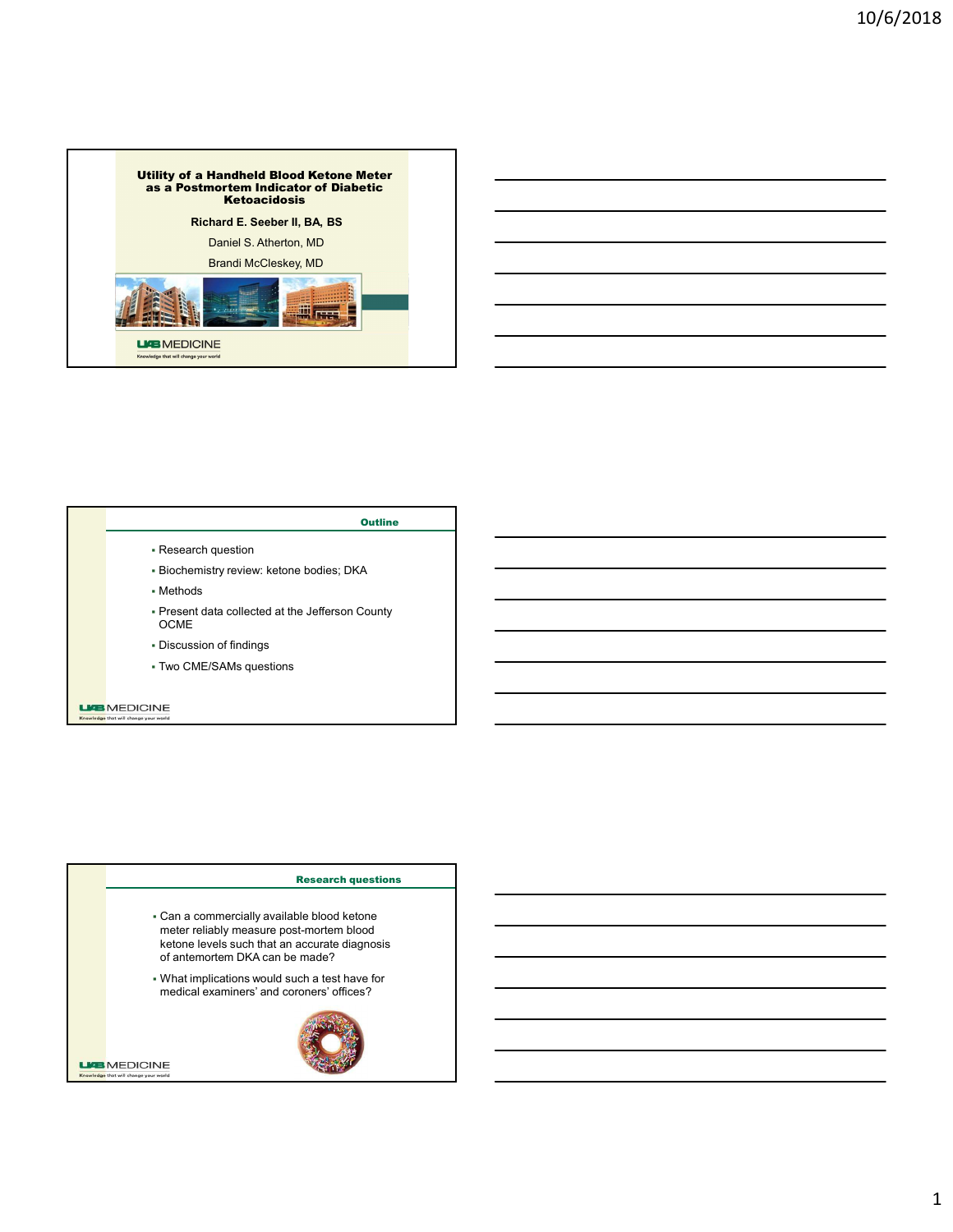# Utility of a Handheld Blood Ketone Meter as a Postmortem Indicator of Diabetic Ketoacidosis

**Richard E. Seeber II, BA, BS**

Daniel S. Atherton, MD

Brandi McCleskey, MD

UAB MEDICINE

Knowledge that will change your world

## Outline

- Research question
- Biochemistry review: ketone bodies; DKA
- Methods
- Present data collected at the Jefferson County OCME
- Discussion of findings
- Two CME/SAMs questions

UAB MEDICINE

Knowledge that will change your world

## Research questions

- Can a commercially available blood ketone meter reliably measure post-mortem blood ketone levels such that an accurate diagnosis of antemortem DKA can be made?
- What implications would such a test have for medical examiners' and coroners' offices?

UAB MEDICINE

Knowledge that will change your world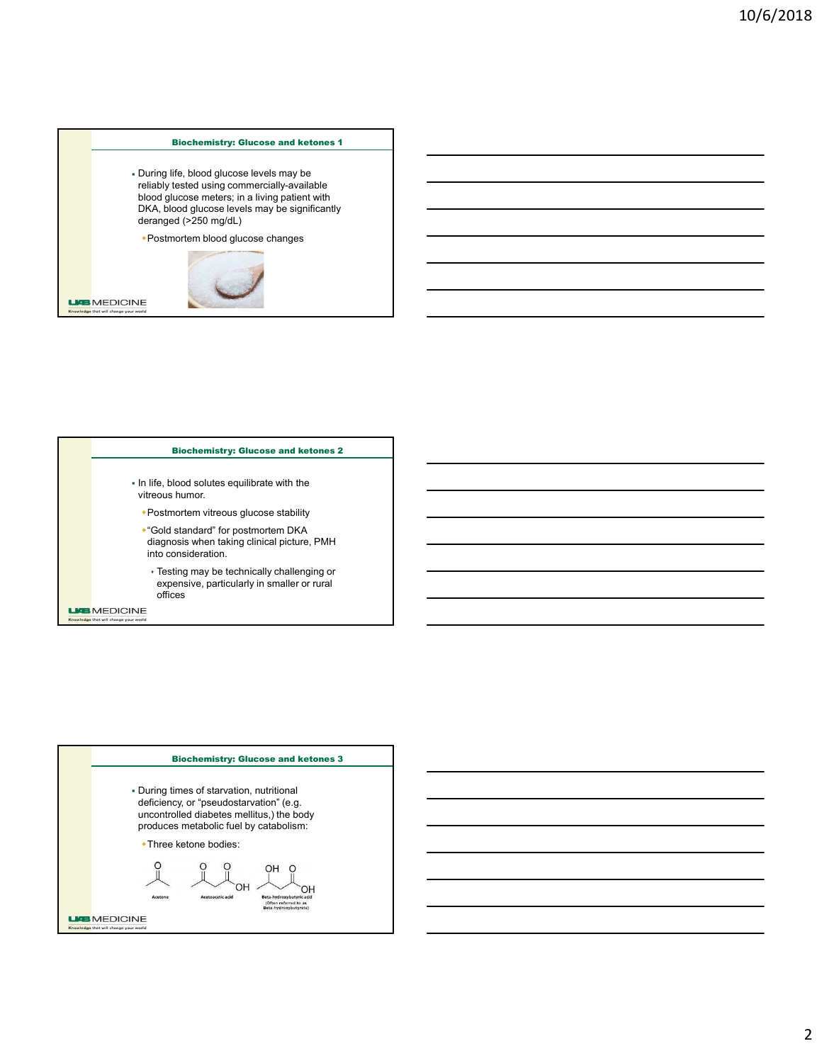## Biochemistry: Glucose and ketones 1

- During life, blood glucose levels may be reliably tested using commercially-available blood glucose meters; in a living patient with DKA, blood glucose levels may be significantly deranged (>250 mg/dL)
  - Postmortem blood glucose changes

## Biochemistry: Glucose and ketones 2

- In life, blood solutes equilibrate with the vitreous humor.
  - Postmortem vitreous glucose stability
  - "Gold standard" for postmortem DKA diagnosis when taking clinical picture, PMH into consideration.
    - Testing may be technically challenging or expensive, particularly in smaller or rural offices

## Biochemistry: Glucose and ketones 3

- During times of starvation, nutritional deficiency, or "pseudostarvation" (e.g. uncontrolled diabetes mellitus,) the body produces metabolic fuel by catabolism:
  - Three ketone bodies:

Acetone | Acetoacetic acid | Beta-hydroxybutyric acid (Often referred to as Beta-hydroxybutyrate)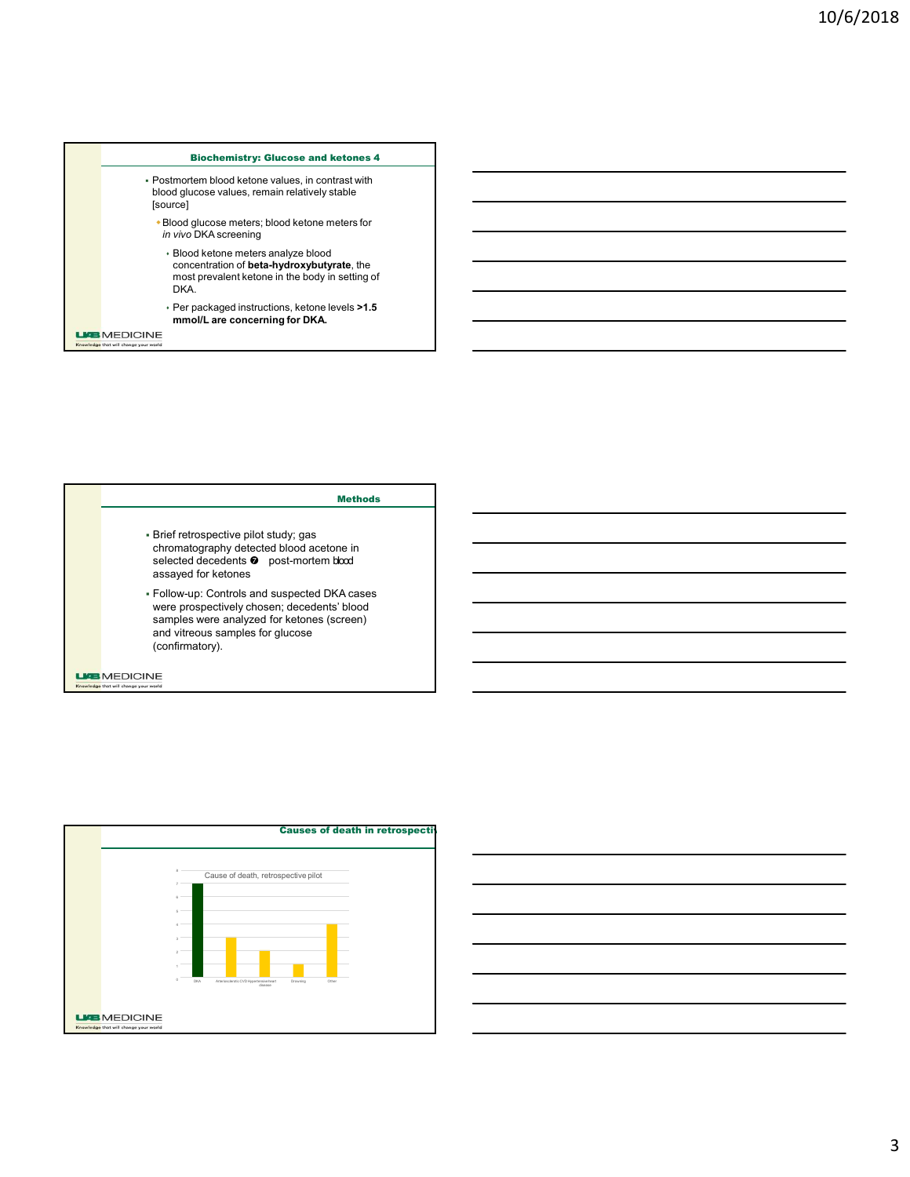## Biochemistry: Glucose and ketones 4

- Postmortem blood ketone values, in contrast with blood glucose values, remain relatively stable [source]
  - Blood glucose meters; blood ketone meters for *in vivo* DKA screening
    - Blood ketone meters analyze blood concentration of **beta-hydroxybutyrate**, the most prevalent ketone in the body in setting of DKA.
    - Per packaged instructions, ketone levels **>1.5 mmol/L are concerning for DKA.**

## Methods

- Brief retrospective pilot study; gas chromatography detected blood acetone in selected decedents ➐ post-mortem blood assayed for ketones
- Follow-up: Controls and suspected DKA cases were prospectively chosen; decedents' blood samples were analyzed for ketones (screen) and vitreous samples for glucose (confirmatory).

## Causes of death in retrospecti

Cause of death, retrospective pilot

| Cause | Count |
|---|---|
| DKA | 7 |
| Arteriosclerotic CVD | 3 |
| Hypertensive heart disease | 2 |
| Drowning | 1 |
| Other | 4 |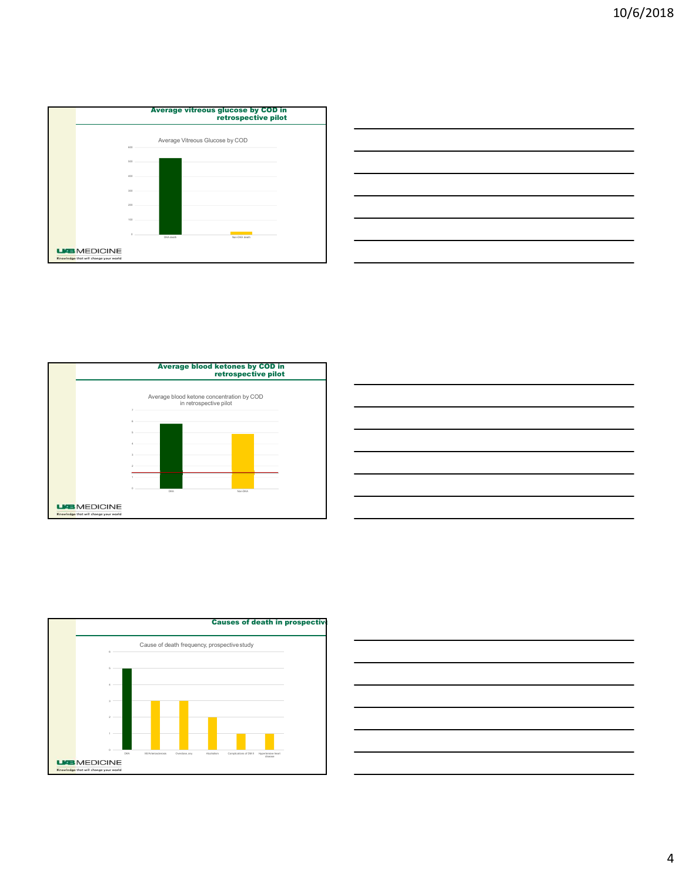## Average vitreous glucose by COD in retrospective pilot

Average Vitreous Glucose by COD

| COD | Average Vitreous Glucose |
|---|---|
| DKA death | ~525 |
| Non-DKA death | ~20 |

UAB MEDICINE
Knowledge that will change your world

## Average blood ketones by COD in retrospective pilot

Average blood ketone concentration by COD in retrospective pilot

| COD | Average blood ketone concentration |
|---|---|
| DKA | ~5.8 |
| Non-DKA | ~4.9 |

UAB MEDICINE
Knowledge that will change your world

## Causes of death in prospective

Cause of death frequency, prospective study

| Cause of death | Frequency |
|---|---|
| DKA | 5 |
| MI/Arteriosclerosis | 3 |
| Overdose, any | 3 |
| Alcoholism | 2 |
| Complications of DM II | 1 |
| Hypertensive heart disease | 1 |

UAB MEDICINE
Knowledge that will change your world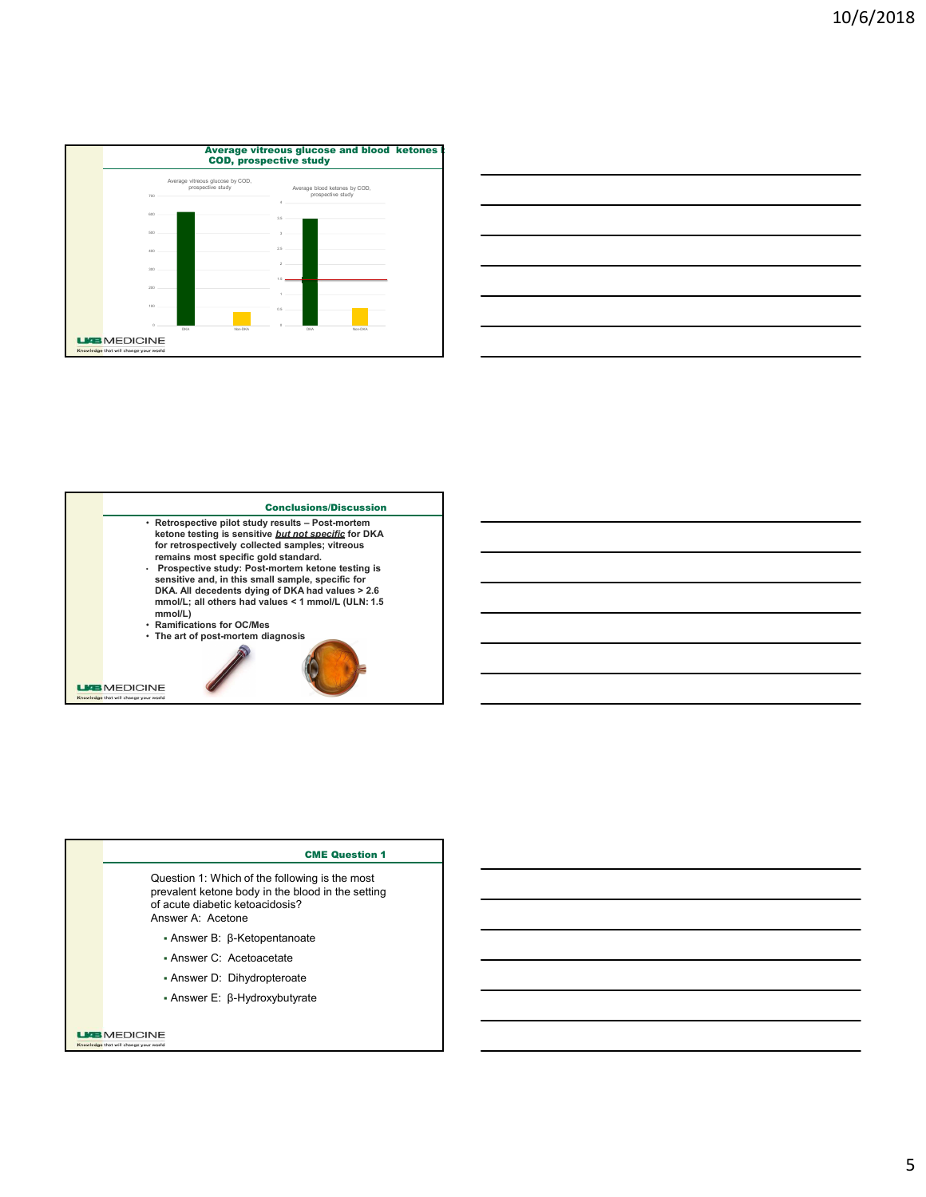## Average vitreous glucose and blood ketones by COD, prospective study

Average vitreous glucose by COD, prospective study

Average blood ketones by COD, prospective study

## Conclusions/Discussion

- Retrospective pilot study results – Post-mortem ketone testing is sensitive ***but not specific*** for DKA for retrospectively collected samples; vitreous remains most specific gold standard.
- Prospective study: Post-mortem ketone testing is sensitive and, in this small sample, specific for DKA. All decedents dying of DKA had values > 2.6 mmol/L; all others had values < 1 mmol/L (ULN: 1.5 mmol/L)
- Ramifications for OC/Mes
- The art of post-mortem diagnosis

## CME Question 1

Question 1: Which of the following is the most prevalent ketone body in the blood in the setting of acute diabetic ketoacidosis?

Answer A: Acetone

- Answer B: β-Ketopentanoate
- Answer C: Acetoacetate
- Answer D: Dihydropteroate
- Answer E: β-Hydroxybutyrate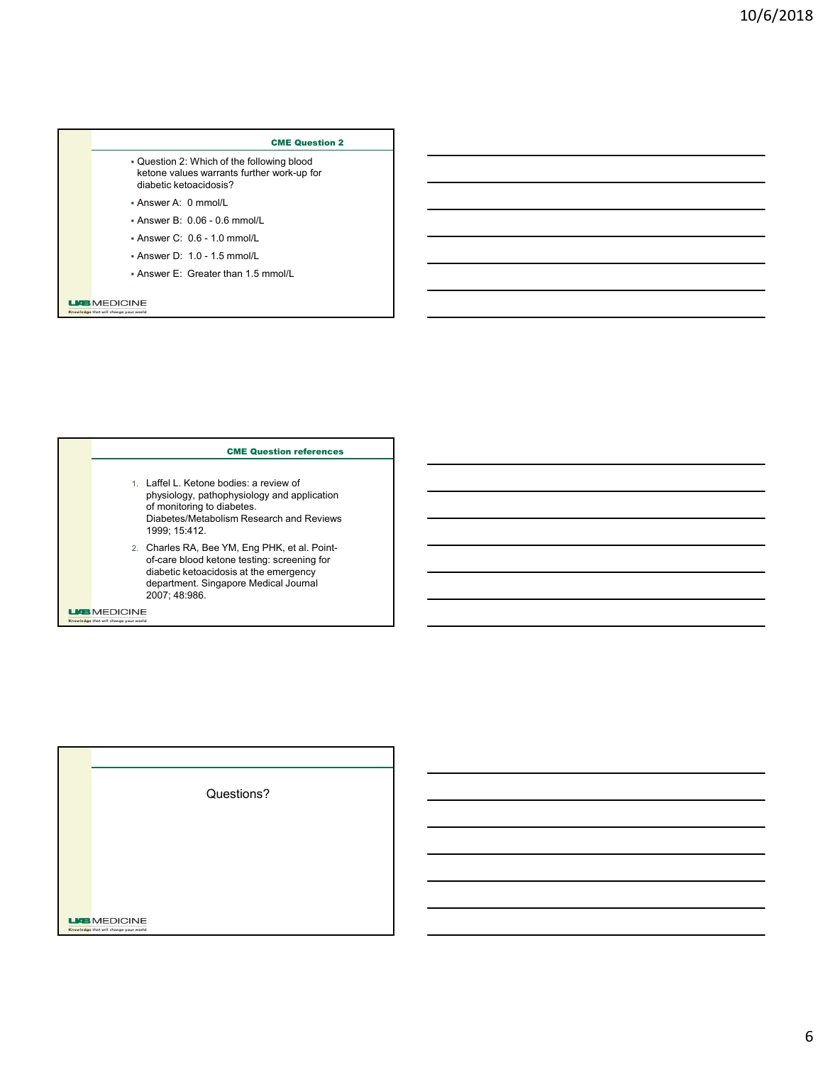## CME Question 2

- Question 2: Which of the following blood ketone values warrants further work-up for diabetic ketoacidosis?
- Answer A: 0 mmol/L
- Answer B: 0.06 - 0.6 mmol/L
- Answer C: 0.6 - 1.0 mmol/L
- Answer D: 1.0 - 1.5 mmol/L
- Answer E: Greater than 1.5 mmol/L

## CME Question references

1. Laffel L. Ketone bodies: a review of physiology, pathophysiology and application of monitoring to diabetes. Diabetes/Metabolism Research and Reviews 1999; 15:412.
2. Charles RA, Bee YM, Eng PHK, et al. Point-of-care blood ketone testing: screening for diabetic ketoacidosis at the emergency department. Singapore Medical Journal 2007; 48:986.

Questions?